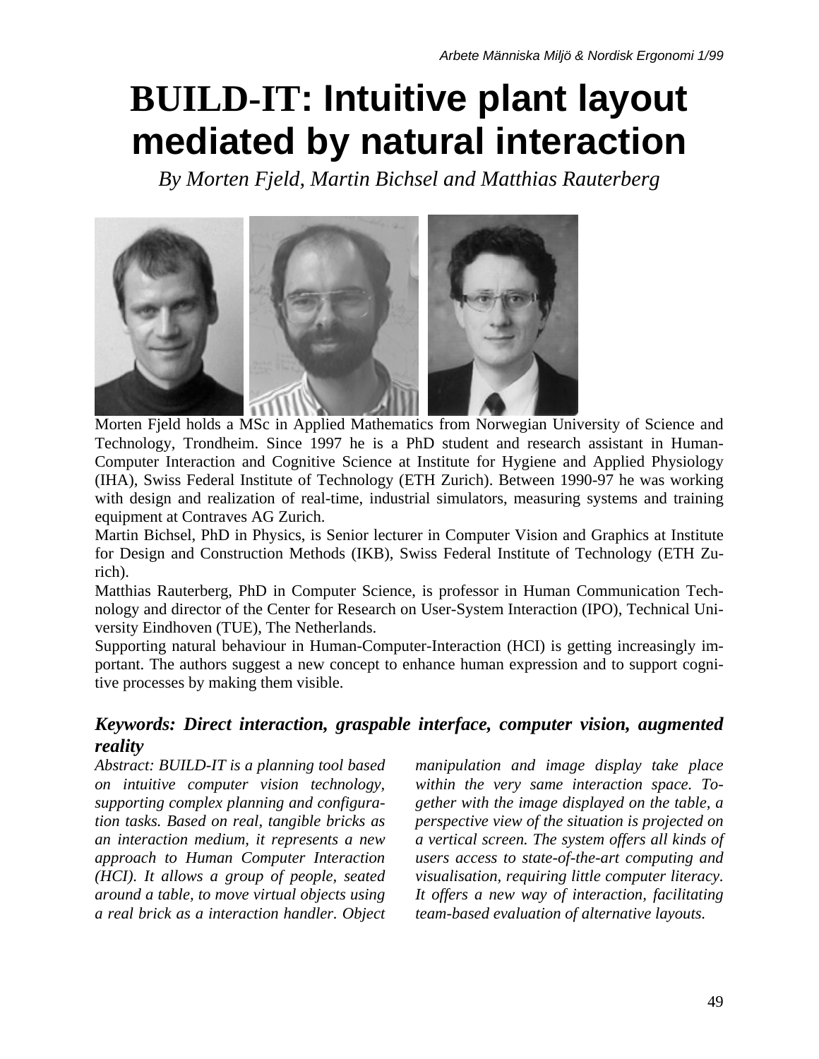# BUILD-IT: Intuitive plant layout mediated by natural interaction

*By Morten Fjeld, Martin Bichsel and Matthias Rauterberg*

Morten Fjeld holds a MSc in Applied Mathematics from Norwegian University of Science and Technology, Trondheim. Since 1997 he is a PhD student and research assistant in Human-Computer Interaction and Cognitive Science at Institute for Hygiene and Applied Physiology (IHA), Swiss Federal Institute of Technology (ETH Zurich). Between 1990-97 he was working with design and realization of real-time, industrial simulators, measuring systems and training equipment at Contraves AG Zurich.

Martin Bichsel, PhD in Physics, is Senior lecturer in Computer Vision and Graphics at Institute for Design and Construction Methods (IKB), Swiss Federal Institute of Technology (ETH Zurich).

Matthias Rauterberg, PhD in Computer Science, is professor in Human Communication Technology and director of the Center for Research on User-System Interaction (IPO), Technical University Eindhoven (TUE), The Netherlands.

Supporting natural behaviour in Human-Computer-Interaction (HCI) is getting increasingly important. The authors suggest a new concept to enhance human expression and to support cognitive processes by making them visible.

### *Keywords: Direct interaction, graspable interface, computer vision, augmented reality*

*Abstract: BUILD-IT is a planning tool based on intuitive computer vision technology, supporting complex planning and configuration tasks. Based on real, tangible bricks as an interaction medium, it represents a new approach to Human Computer Interaction (HCI). It allows a group of people, seated around a table, to move virtual objects using a real brick as a interaction handler. Object manipulation and image display take place within the very same interaction space. Together with the image displayed on the table, a perspective view of the situation is projected on a vertical screen. The system offers all kinds of users access to state-of-the-art computing and visualisation, requiring little computer literacy. It offers a new way of interaction, facilitating team-based evaluation of alternative layouts.*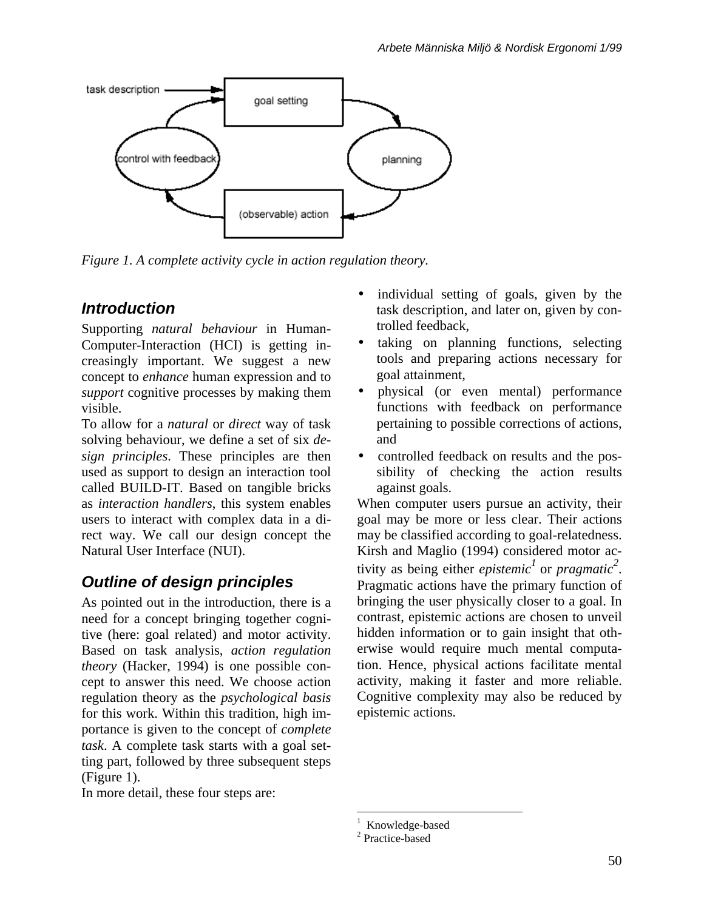Figure 1. A complete activity cycle in action regulation theory.

## Introduction

Supporting *natural behaviour* in Human-Computer-Interaction (HCI) is getting increasingly important. We suggest a new concept to *enhance* human expression and to *support* cognitive processes by making them visible.

To allow for a *natural* or *direct* way of task solving behaviour, we define a set of six *design principles*. These principles are then used as support to design an interaction tool called BUILD-IT. Based on tangible bricks as *interaction handlers*, this system enables users to interact with complex data in a direct way. We call our design concept the Natural User Interface (NUI).

## Outline of design principles

As pointed out in the introduction, there is a need for a concept bringing together cognitive (here: goal related) and motor activity. Based on task analysis, *action regulation theory* (Hacker, 1994) is one possible concept to answer this need. We choose action regulation theory as the *psychological basis* for this work. Within this tradition, high importance is given to the concept of *complete task*. A complete task starts with a goal setting part, followed by three subsequent steps (Figure 1).

In more detail, these four steps are:

- individual setting of goals, given by the task description, and later on, given by controlled feedback,
- taking on planning functions, selecting tools and preparing actions necessary for goal attainment,
- physical (or even mental) performance functions with feedback on performance pertaining to possible corrections of actions, and
- controlled feedback on results and the possibility of checking the action results against goals.

When computer users pursue an activity, their goal may be more or less clear. Their actions may be classified according to goal-relatedness. Kirsh and Maglio (1994) considered motor activity as being either *epistemic*[1] or *pragmatic*[2]. Pragmatic actions have the primary function of bringing the user physically closer to a goal. In contrast, epistemic actions are chosen to unveil hidden information or to gain insight that otherwise would require much mental computation. Hence, physical actions facilitate mental activity, making it faster and more reliable. Cognitive complexity may also be reduced by epistemic actions.

---

[1] Knowledge-based

[2] Practice-based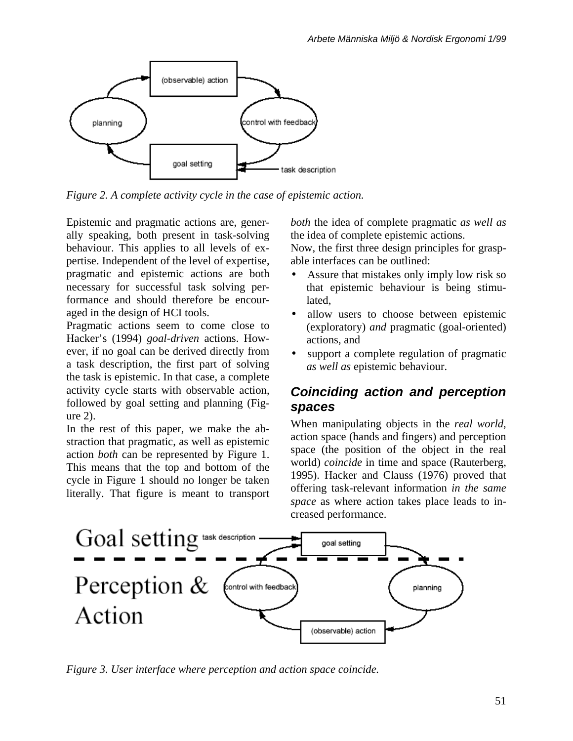Figure 2. A complete activity cycle in the case of epistemic action.

Epistemic and pragmatic actions are, generally speaking, both present in task-solving behaviour. This applies to all levels of expertise. Independent of the level of expertise, pragmatic and epistemic actions are both necessary for successful task solving performance and should therefore be encouraged in the design of HCI tools.

Pragmatic actions seem to come close to Hacker's (1994) *goal-driven* actions. However, if no goal can be derived directly from a task description, the first part of solving the task is epistemic. In that case, a complete activity cycle starts with observable action, followed by goal setting and planning (Figure 2).

In the rest of this paper, we make the abstraction that pragmatic, as well as epistemic action *both* can be represented by Figure 1. This means that the top and bottom of the cycle in Figure 1 should no longer be taken literally. That figure is meant to transport *both* the idea of complete pragmatic *as well as* the idea of complete epistemic actions.

Now, the first three design principles for graspable interfaces can be outlined:

- Assure that mistakes only imply low risk so that epistemic behaviour is being stimulated,
- allow users to choose between epistemic (exploratory) *and* pragmatic (goal-oriented) actions, and
- support a complete regulation of pragmatic *as well as* epistemic behaviour.

## Coinciding action and perception spaces

When manipulating objects in the *real world*, action space (hands and fingers) and perception space (the position of the object in the real world) *coincide* in time and space (Rauterberg, 1995). Hacker and Clauss (1976) proved that offering task-relevant information *in the same space* as where action takes place leads to increased performance.

Figure 3. User interface where perception and action space coincide.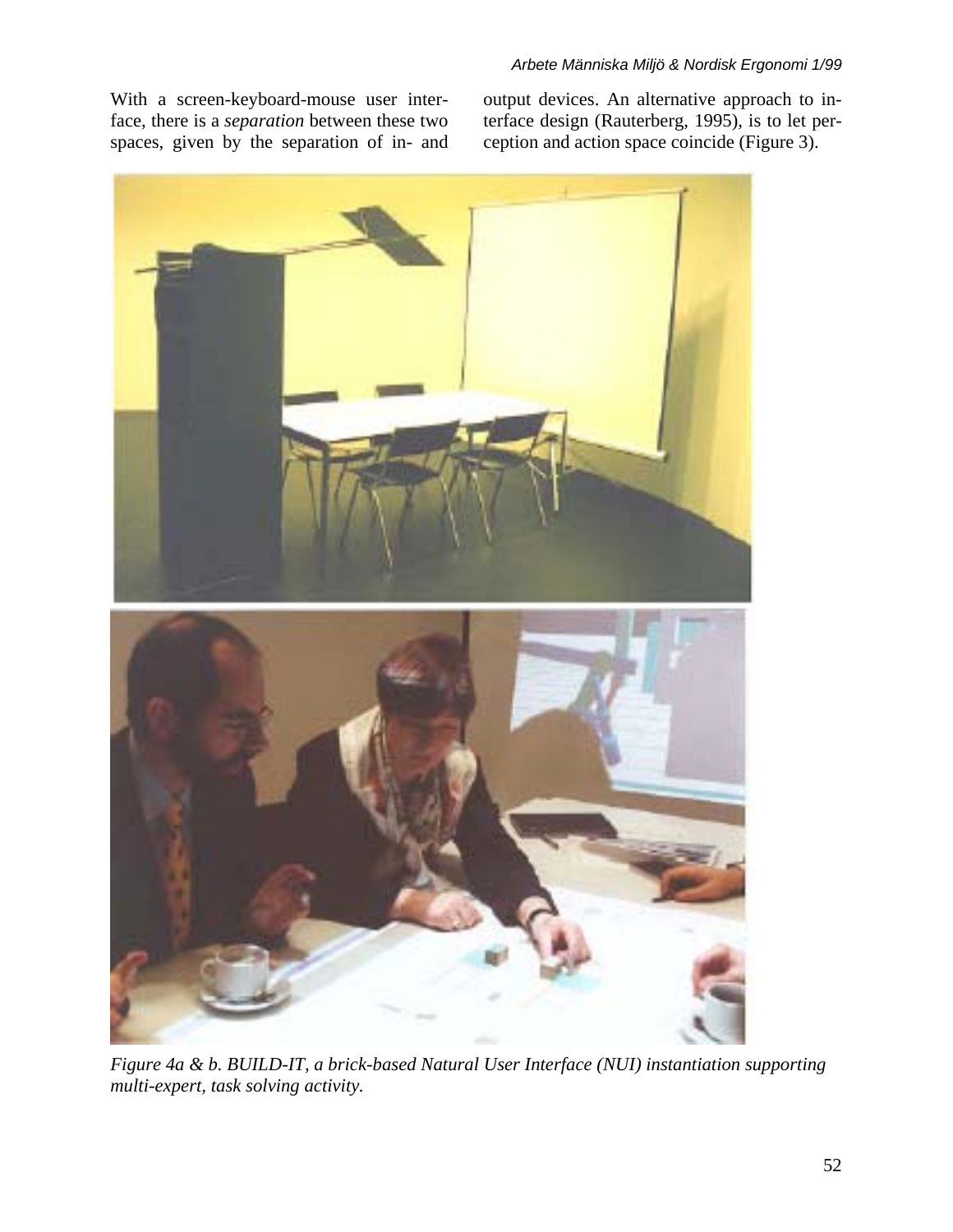With a screen-keyboard-mouse user interface, there is a *separation* between these two spaces, given by the separation of in- and output devices. An alternative approach to interface design (Rauterberg, 1995), is to let perception and action space coincide (Figure 3).

*Figure 4a & b. BUILD-IT, a brick-based Natural User Interface (NUI) instantiation supporting multi-expert, task solving activity.*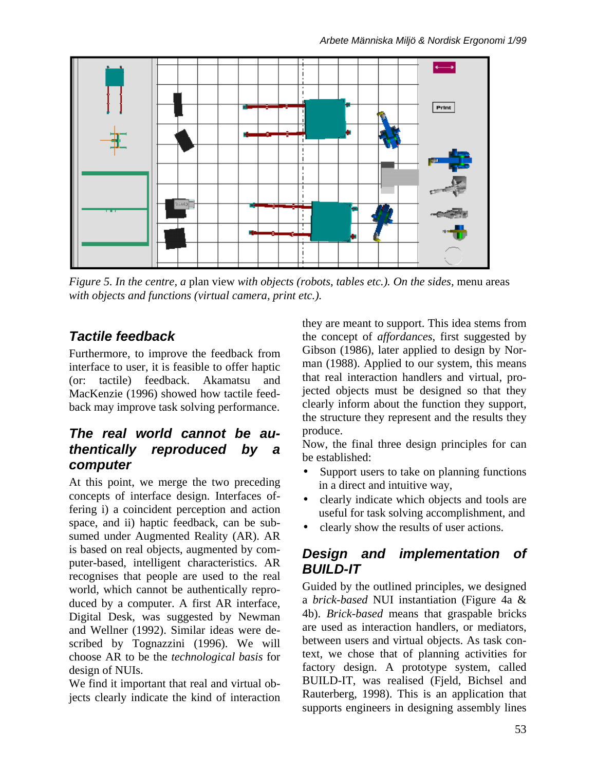*Figure 5. In the centre, a* plan view *with objects (robots, tables etc.). On the sides*, menu areas *with objects and functions (virtual camera, print etc.).*

### Tactile feedback

Furthermore, to improve the feedback from interface to user, it is feasible to offer haptic (or: tactile) feedback. Akamatsu and MacKenzie (1996) showed how tactile feedback may improve task solving performance.

### The real world cannot be authentically reproduced by a computer

At this point, we merge the two preceding concepts of interface design. Interfaces offering i) a coincident perception and action space, and ii) haptic feedback, can be subsumed under Augmented Reality (AR). AR is based on real objects, augmented by computer-based, intelligent characteristics. AR recognises that people are used to the real world, which cannot be authentically reproduced by a computer. A first AR interface, Digital Desk, was suggested by Newman and Wellner (1992). Similar ideas were described by Tognazzini (1996). We will choose AR to be the *technological basis* for design of NUIs.

We find it important that real and virtual objects clearly indicate the kind of interaction they are meant to support. This idea stems from the concept of *affordances*, first suggested by Gibson (1986), later applied to design by Norman (1988). Applied to our system, this means that real interaction handlers and virtual, projected objects must be designed so that they clearly inform about the function they support, the structure they represent and the results they produce.

Now, the final three design principles for can be established:

- Support users to take on planning functions in a direct and intuitive way,
- clearly indicate which objects and tools are useful for task solving accomplishment, and
- clearly show the results of user actions.

### Design and implementation of BUILD-IT

Guided by the outlined principles, we designed a *brick-based* NUI instantiation (Figure 4a & 4b). *Brick-based* means that graspable bricks are used as interaction handlers, or mediators, between users and virtual objects. As task context, we chose that of planning activities for factory design. A prototype system, called BUILD-IT, was realised (Fjeld, Bichsel and Rauterberg, 1998). This is an application that supports engineers in designing assembly lines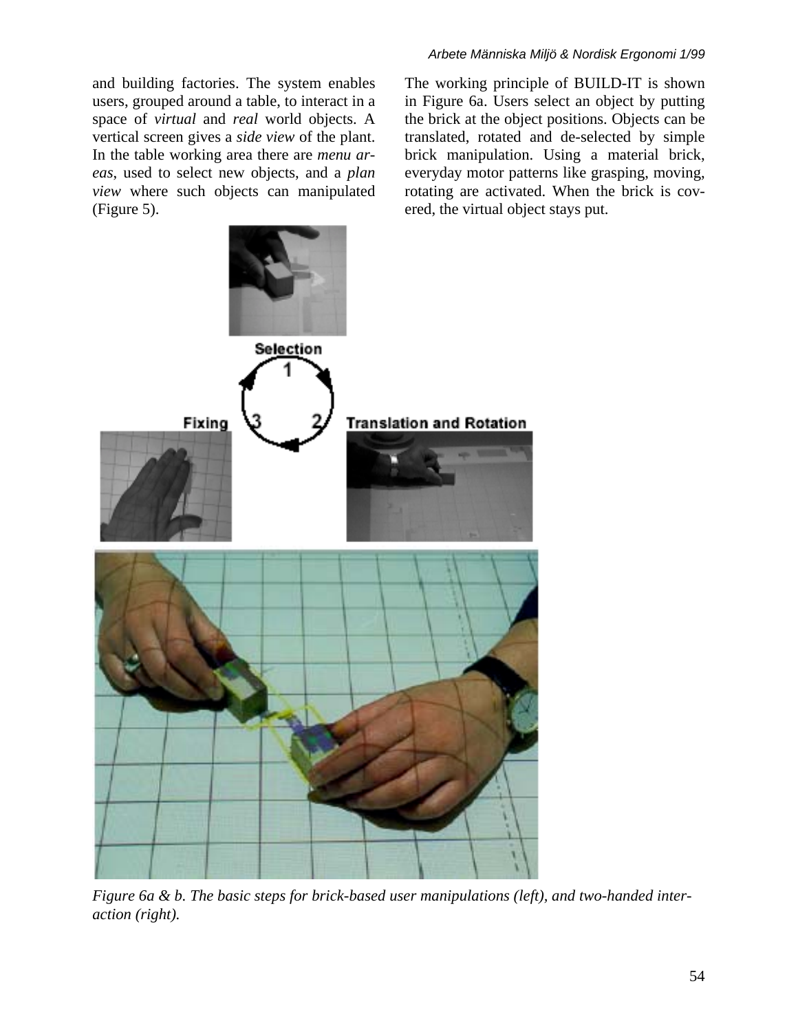and building factories. The system enables users, grouped around a table, to interact in a space of *virtual* and *real* world objects. A vertical screen gives a *side view* of the plant. In the table working area there are *menu areas*, used to select new objects, and a *plan view* where such objects can manipulated (Figure 5).

The working principle of BUILD-IT is shown in Figure 6a. Users select an object by putting the brick at the object positions. Objects can be translated, rotated and de-selected by simple brick manipulation. Using a material brick, everyday motor patterns like grasping, moving, rotating are activated. When the brick is covered, the virtual object stays put.

*Figure 6a & b. The basic steps for brick-based user manipulations (left), and two-handed interaction (right).*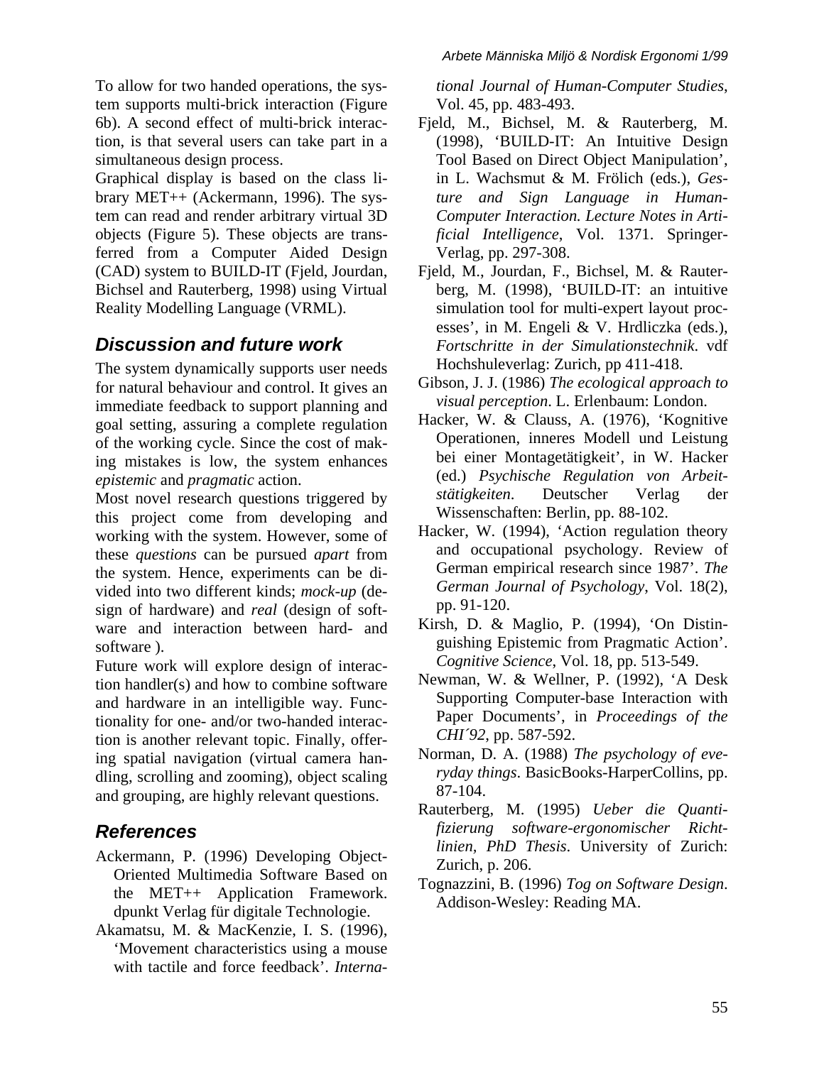To allow for two handed operations, the system supports multi-brick interaction (Figure 6b). A second effect of multi-brick interaction, is that several users can take part in a simultaneous design process.

Graphical display is based on the class library MET++ (Ackermann, 1996). The system can read and render arbitrary virtual 3D objects (Figure 5). These objects are transferred from a Computer Aided Design (CAD) system to BUILD-IT (Fjeld, Jourdan, Bichsel and Rauterberg, 1998) using Virtual Reality Modelling Language (VRML).

## Discussion and future work

The system dynamically supports user needs for natural behaviour and control. It gives an immediate feedback to support planning and goal setting, assuring a complete regulation of the working cycle. Since the cost of making mistakes is low, the system enhances *epistemic* and *pragmatic* action.

Most novel research questions triggered by this project come from developing and working with the system. However, some of these *questions* can be pursued *apart* from the system. Hence, experiments can be divided into two different kinds; *mock-up* (design of hardware) and *real* (design of software and interaction between hard- and software ).

Future work will explore design of interaction handler(s) and how to combine software and hardware in an intelligible way. Functionality for one- and/or two-handed interaction is another relevant topic. Finally, offering spatial navigation (virtual camera handling, scrolling and zooming), object scaling and grouping, are highly relevant questions.

## References

Ackermann, P. (1996) Developing Object-Oriented Multimedia Software Based on the MET++ Application Framework. dpunkt Verlag für digitale Technologie.

Akamatsu, M. & MacKenzie, I. S. (1996), 'Movement characteristics using a mouse with tactile and force feedback'. *International Journal of Human-Computer Studies*, Vol. 45, pp. 483-493.

Fjeld, M., Bichsel, M. & Rauterberg, M. (1998), 'BUILD-IT: An Intuitive Design Tool Based on Direct Object Manipulation', in L. Wachsmut & M. Frölich (eds.), *Gesture and Sign Language in Human-Computer Interaction. Lecture Notes in Artificial Intelligence*, Vol. 1371. Springer-Verlag, pp. 297-308.

Fjeld, M., Jourdan, F., Bichsel, M. & Rauterberg, M. (1998), 'BUILD-IT: an intuitive simulation tool for multi-expert layout processes', in M. Engeli & V. Hrdliczka (eds.), *Fortschritte in der Simulationstechnik*. vdf Hochshuleverlag: Zurich, pp 411-418.

Gibson, J. J. (1986) *The ecological approach to visual perception*. L. Erlenbaum: London.

Hacker, W. & Clauss, A. (1976), 'Kognitive Operationen, inneres Modell und Leistung bei einer Montagetätigkeit', in W. Hacker (ed.) *Psychische Regulation von Arbeitstätigkeiten*. Deutscher Verlag der Wissenschaften: Berlin, pp. 88-102.

Hacker, W. (1994), 'Action regulation theory and occupational psychology. Review of German empirical research since 1987'. *The German Journal of Psychology*, Vol. 18(2), pp. 91-120.

Kirsh, D. & Maglio, P. (1994), 'On Distinguishing Epistemic from Pragmatic Action'. *Cognitive Science*, Vol. 18, pp. 513-549.

Newman, W. & Wellner, P. (1992), 'A Desk Supporting Computer-base Interaction with Paper Documents', in *Proceedings of the CHI´92*, pp. 587-592.

Norman, D. A. (1988) *The psychology of everyday things*. BasicBooks-HarperCollins, pp. 87-104.

Rauterberg, M. (1995) *Ueber die Quantifizierung software-ergonomischer Richtlinien, PhD Thesis*. University of Zurich: Zurich, p. 206.

Tognazzini, B. (1996) *Tog on Software Design*. Addison-Wesley: Reading MA.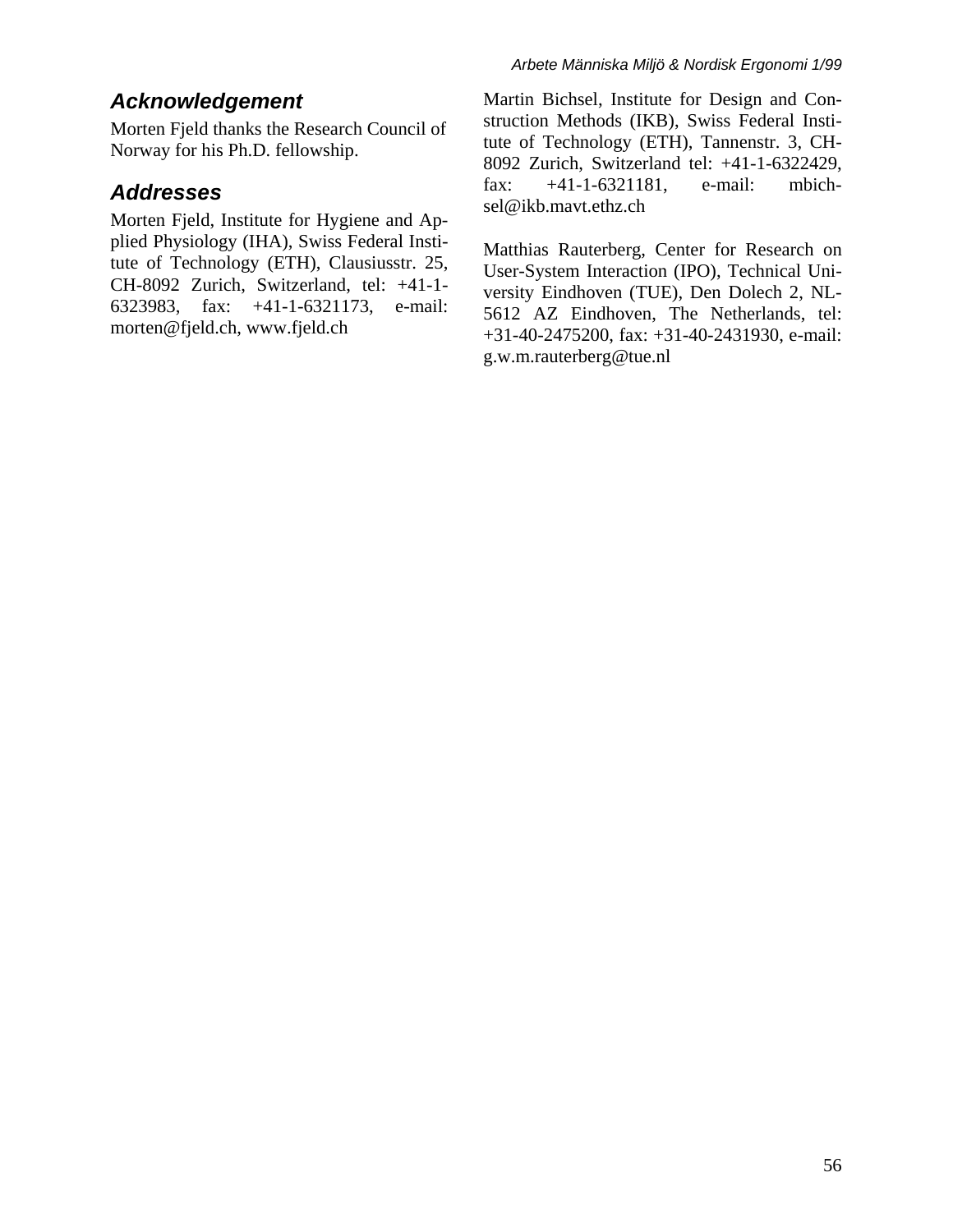## Acknowledgement

Morten Fjeld thanks the Research Council of Norway for his Ph.D. fellowship.

## Addresses

Morten Fjeld, Institute for Hygiene and Applied Physiology (IHA), Swiss Federal Institute of Technology (ETH), Clausiusstr. 25, CH-8092 Zurich, Switzerland, tel: +41-1-6323983, fax: +41-1-6321173, e-mail: morten@fjeld.ch, www.fjeld.ch

Martin Bichsel, Institute for Design and Construction Methods (IKB), Swiss Federal Institute of Technology (ETH), Tannenstr. 3, CH-8092 Zurich, Switzerland tel: +41-1-6322429, fax: +41-1-6321181, e-mail: mbichsel@ikb.mavt.ethz.ch

Matthias Rauterberg, Center for Research on User-System Interaction (IPO), Technical University Eindhoven (TUE), Den Dolech 2, NL-5612 AZ Eindhoven, The Netherlands, tel: +31-40-2475200, fax: +31-40-2431930, e-mail: g.w.m.rauterberg@tue.nl